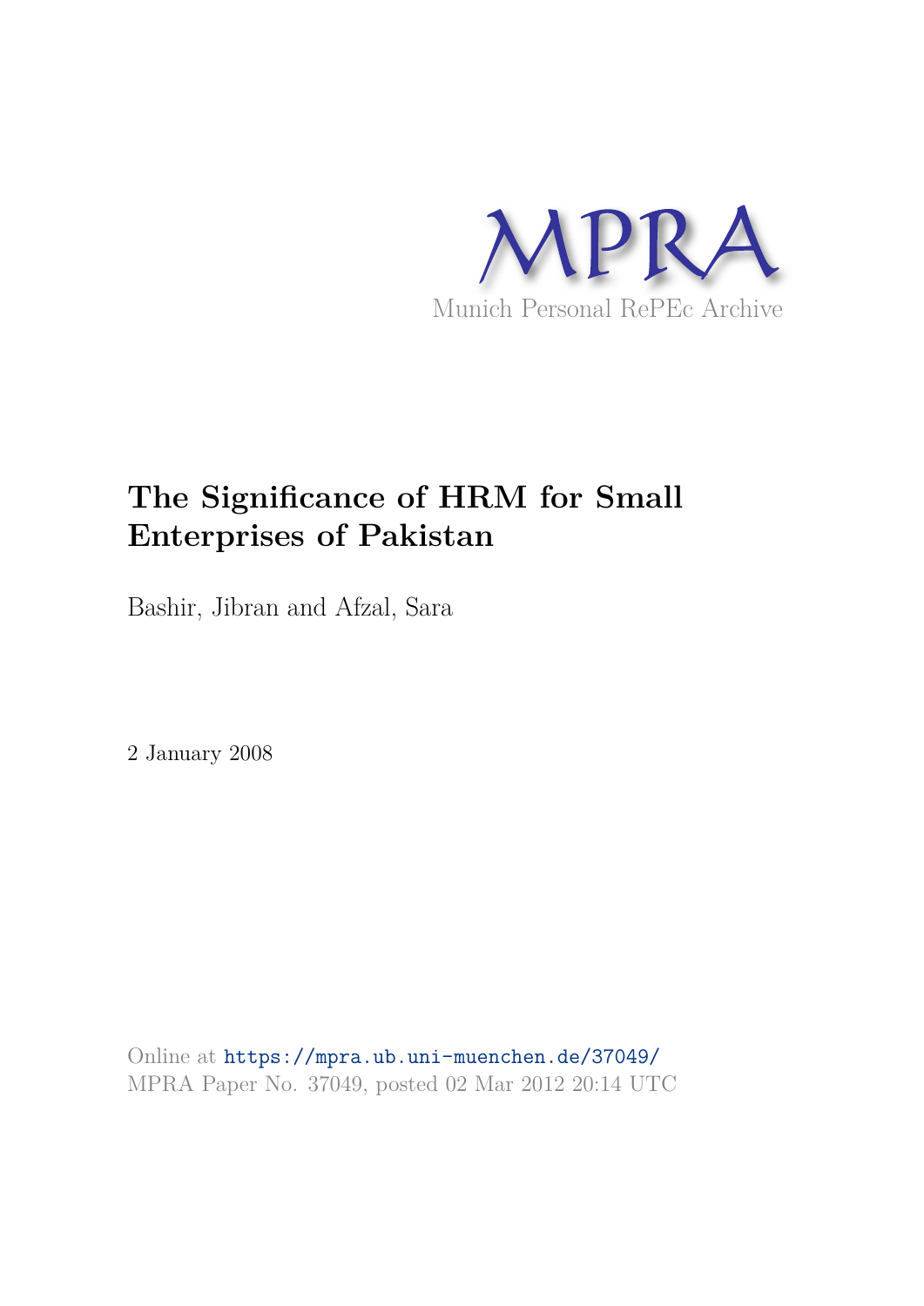MPRA

Munich Personal RePEc Archive

# The Significance of HRM for Small Enterprises of Pakistan

Bashir, Jibran and Afzal, Sara

2 January 2008

Online at https://mpra.ub.uni-muenchen.de/37049/
MPRA Paper No. 37049, posted 02 Mar 2012 20:14 UTC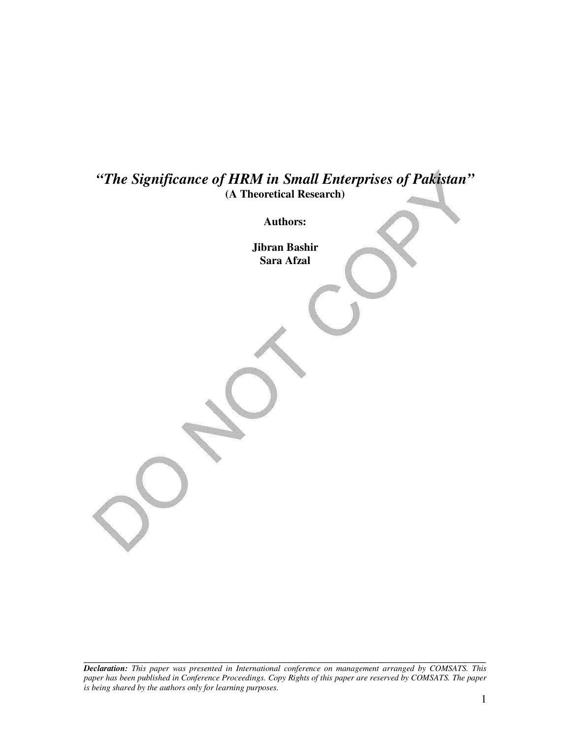# *"The Significance of HRM in Small Enterprises of Pakistan"*

**(A Theoretical Research)**

**Authors:**

**Jibran Bashir**
**Sara Afzal**

---

***Declaration:*** *This paper was presented in International conference on management arranged by COMSATS. This paper has been published in Conference Proceedings. Copy Rights of this paper are reserved by COMSATS. The paper is being shared by the authors only for learning purposes.*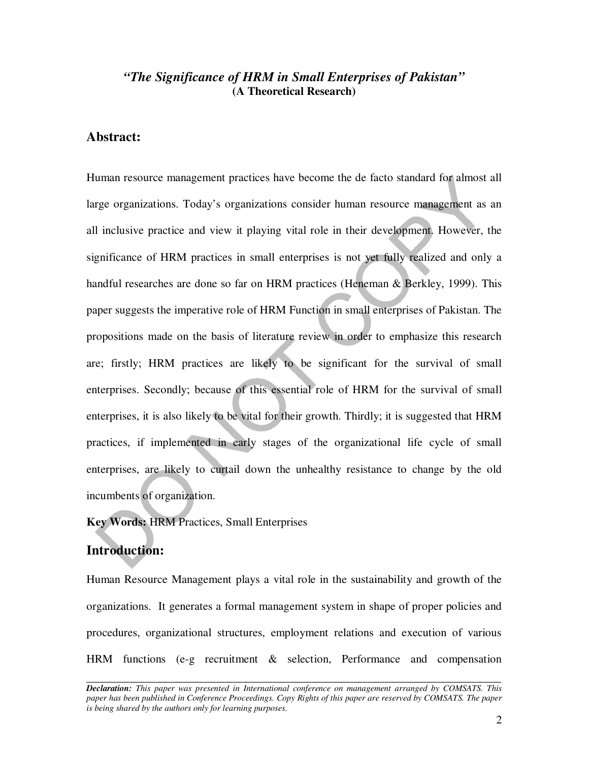## *"The Significance of HRM in Small Enterprises of Pakistan"*

**(A Theoretical Research)**

## Abstract:

Human resource management practices have become the de facto standard for almost all large organizations. Today's organizations consider human resource management as an all inclusive practice and view it playing vital role in their development. However, the significance of HRM practices in small enterprises is not yet fully realized and only a handful researches are done so far on HRM practices (Heneman & Berkley, 1999). This paper suggests the imperative role of HRM Function in small enterprises of Pakistan. The propositions made on the basis of literature review in order to emphasize this research are; firstly; HRM practices are likely to be significant for the survival of small enterprises. Secondly; because of this essential role of HRM for the survival of small enterprises, it is also likely to be vital for their growth. Thirdly; it is suggested that HRM practices, if implemented in early stages of the organizational life cycle of small enterprises, are likely to curtail down the unhealthy resistance to change by the old incumbents of organization.

**Key Words:** HRM Practices, Small Enterprises

## Introduction:

Human Resource Management plays a vital role in the sustainability and growth of the organizations. It generates a formal management system in shape of proper policies and procedures, organizational structures, employment relations and execution of various HRM functions (e-g recruitment & selection, Performance and compensation

---

***Declaration:*** *This paper was presented in International conference on management arranged by COMSATS. This paper has been published in Conference Proceedings. Copy Rights of this paper are reserved by COMSATS. The paper is being shared by the authors only for learning purposes.*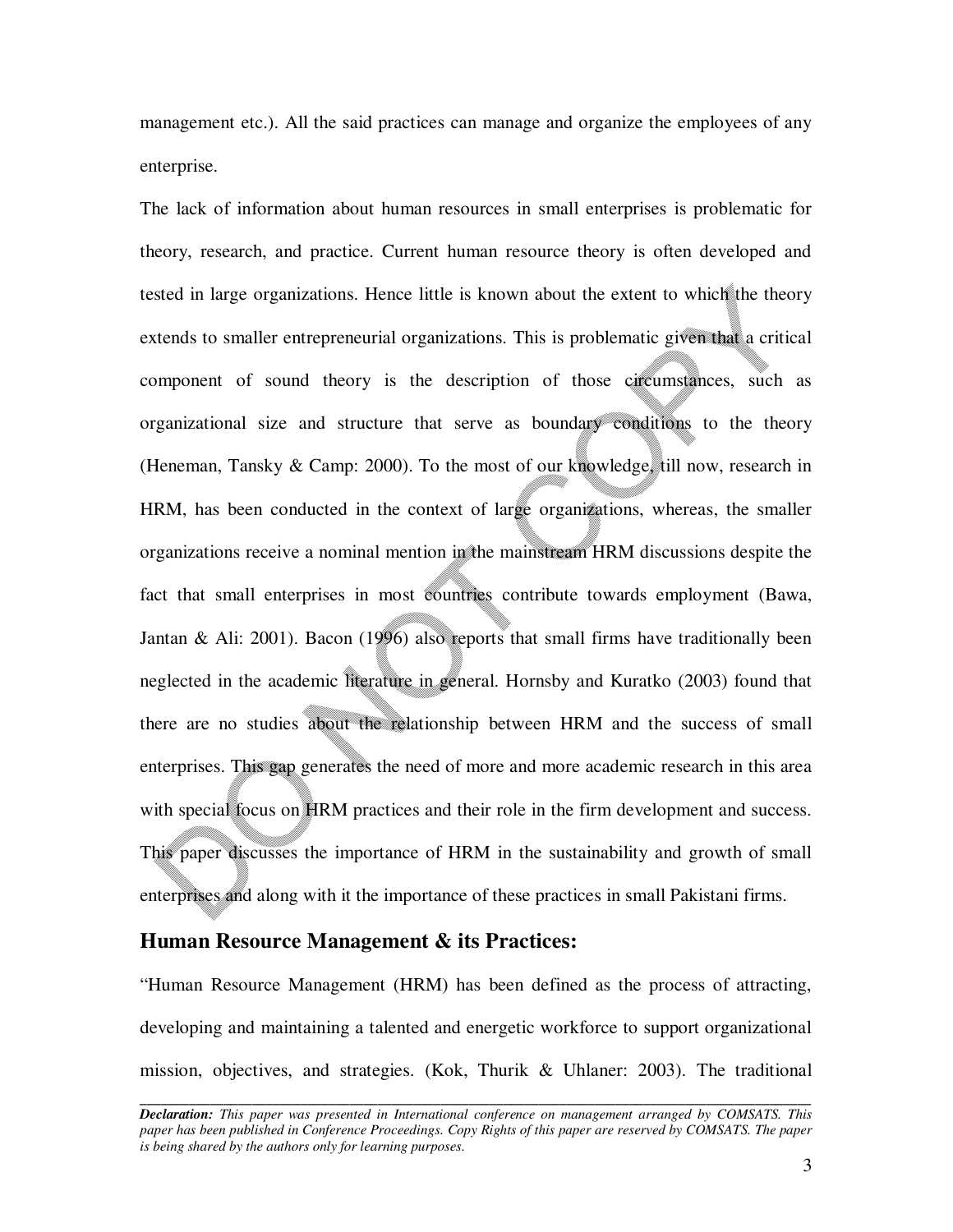management etc.). All the said practices can manage and organize the employees of any enterprise.

The lack of information about human resources in small enterprises is problematic for theory, research, and practice. Current human resource theory is often developed and tested in large organizations. Hence little is known about the extent to which the theory extends to smaller entrepreneurial organizations. This is problematic given that a critical component of sound theory is the description of those circumstances, such as organizational size and structure that serve as boundary conditions to the theory (Heneman, Tansky & Camp: 2000). To the most of our knowledge, till now, research in HRM, has been conducted in the context of large organizations, whereas, the smaller organizations receive a nominal mention in the mainstream HRM discussions despite the fact that small enterprises in most countries contribute towards employment (Bawa, Jantan & Ali: 2001). Bacon (1996) also reports that small firms have traditionally been neglected in the academic literature in general. Hornsby and Kuratko (2003) found that there are no studies about the relationship between HRM and the success of small enterprises. This gap generates the need of more and more academic research in this area with special focus on HRM practices and their role in the firm development and success. This paper discusses the importance of HRM in the sustainability and growth of small enterprises and along with it the importance of these practices in small Pakistani firms.

## Human Resource Management & its Practices:

"Human Resource Management (HRM) has been defined as the process of attracting, developing and maintaining a talented and energetic workforce to support organizational mission, objectives, and strategies. (Kok, Thurik & Uhlaner: 2003). The traditional

***Declaration:*** *This paper was presented in International conference on management arranged by COMSATS. This paper has been published in Conference Proceedings. Copy Rights of this paper are reserved by COMSATS. The paper is being shared by the authors only for learning purposes.*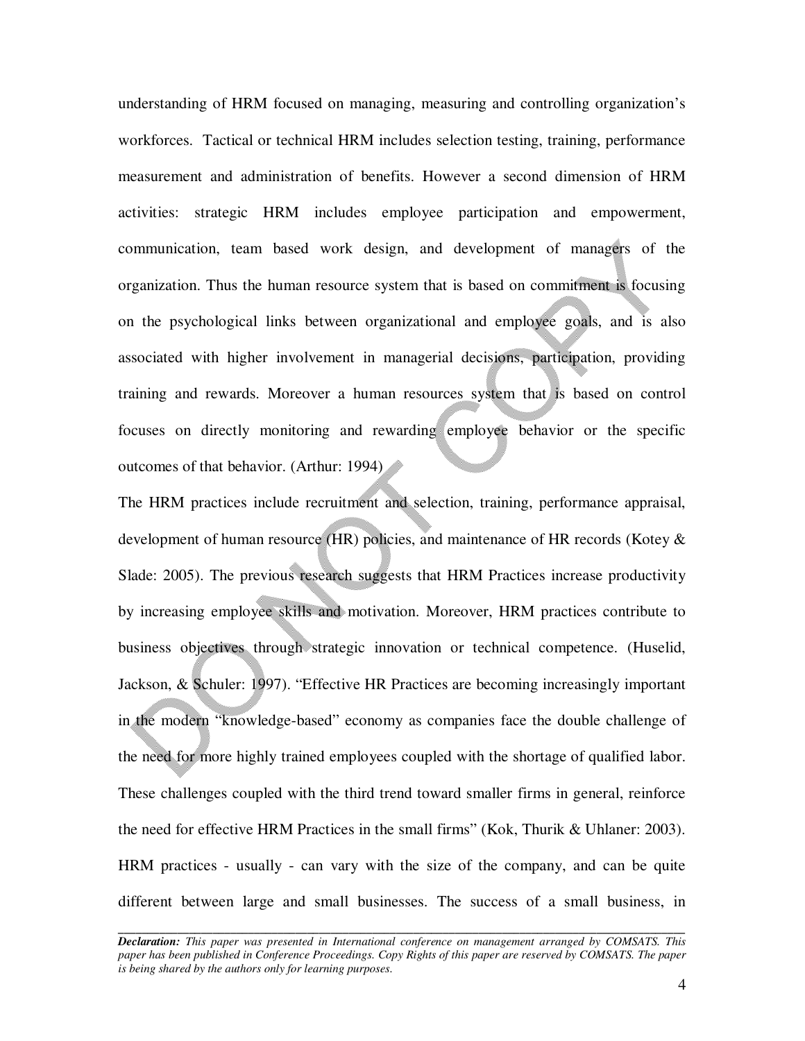understanding of HRM focused on managing, measuring and controlling organization's workforces. Tactical or technical HRM includes selection testing, training, performance measurement and administration of benefits. However a second dimension of HRM activities: strategic HRM includes employee participation and empowerment, communication, team based work design, and development of managers of the organization. Thus the human resource system that is based on commitment is focusing on the psychological links between organizational and employee goals, and is also associated with higher involvement in managerial decisions, participation, providing training and rewards. Moreover a human resources system that is based on control focuses on directly monitoring and rewarding employee behavior or the specific outcomes of that behavior. (Arthur: 1994)

The HRM practices include recruitment and selection, training, performance appraisal, development of human resource (HR) policies, and maintenance of HR records (Kotey & Slade: 2005). The previous research suggests that HRM Practices increase productivity by increasing employee skills and motivation. Moreover, HRM practices contribute to business objectives through strategic innovation or technical competence. (Huselid, Jackson, & Schuler: 1997). "Effective HR Practices are becoming increasingly important in the modern "knowledge-based" economy as companies face the double challenge of the need for more highly trained employees coupled with the shortage of qualified labor. These challenges coupled with the third trend toward smaller firms in general, reinforce the need for effective HRM Practices in the small firms" (Kok, Thurik & Uhlaner: 2003). HRM practices - usually - can vary with the size of the company, and can be quite different between large and small businesses. The success of a small business, in

***Declaration:*** *This paper was presented in International conference on management arranged by COMSATS. This paper has been published in Conference Proceedings. Copy Rights of this paper are reserved by COMSATS. The paper is being shared by the authors only for learning purposes.*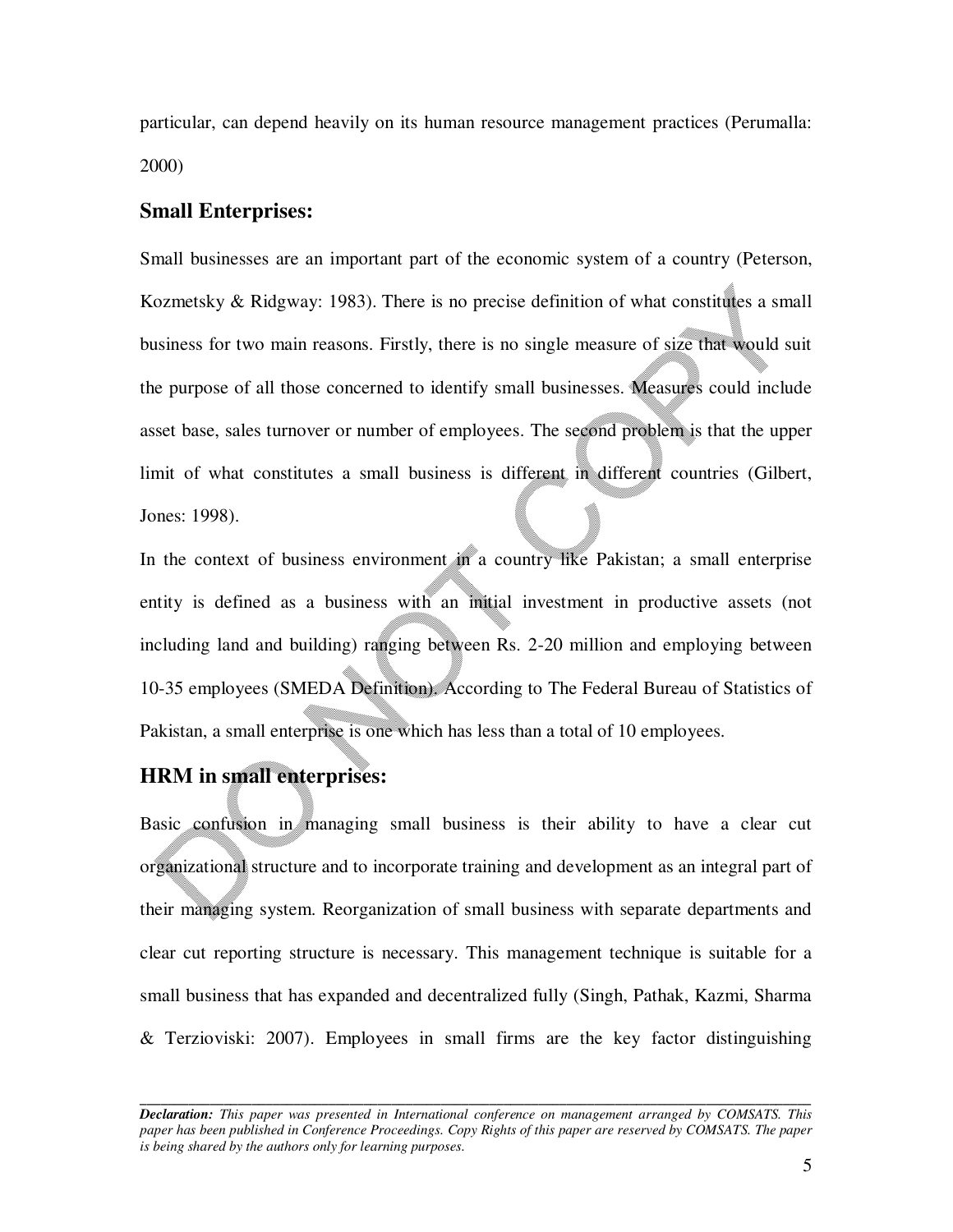particular, can depend heavily on its human resource management practices (Perumalla: 2000)

## Small Enterprises:

Small businesses are an important part of the economic system of a country (Peterson, Kozmetsky & Ridgway: 1983). There is no precise definition of what constitutes a small business for two main reasons. Firstly, there is no single measure of size that would suit the purpose of all those concerned to identify small businesses. Measures could include asset base, sales turnover or number of employees. The second problem is that the upper limit of what constitutes a small business is different in different countries (Gilbert, Jones: 1998).

In the context of business environment in a country like Pakistan; a small enterprise entity is defined as a business with an initial investment in productive assets (not including land and building) ranging between Rs. 2-20 million and employing between 10-35 employees (SMEDA Definition). According to The Federal Bureau of Statistics of Pakistan, a small enterprise is one which has less than a total of 10 employees.

## HRM in small enterprises:

Basic confusion in managing small business is their ability to have a clear cut organizational structure and to incorporate training and development as an integral part of their managing system. Reorganization of small business with separate departments and clear cut reporting structure is necessary. This management technique is suitable for a small business that has expanded and decentralized fully (Singh, Pathak, Kazmi, Sharma & Terzioviski: 2007). Employees in small firms are the key factor distinguishing

---

***Declaration:*** *This paper was presented in International conference on management arranged by COMSATS. This paper has been published in Conference Proceedings. Copy Rights of this paper are reserved by COMSATS. The paper is being shared by the authors only for learning purposes.*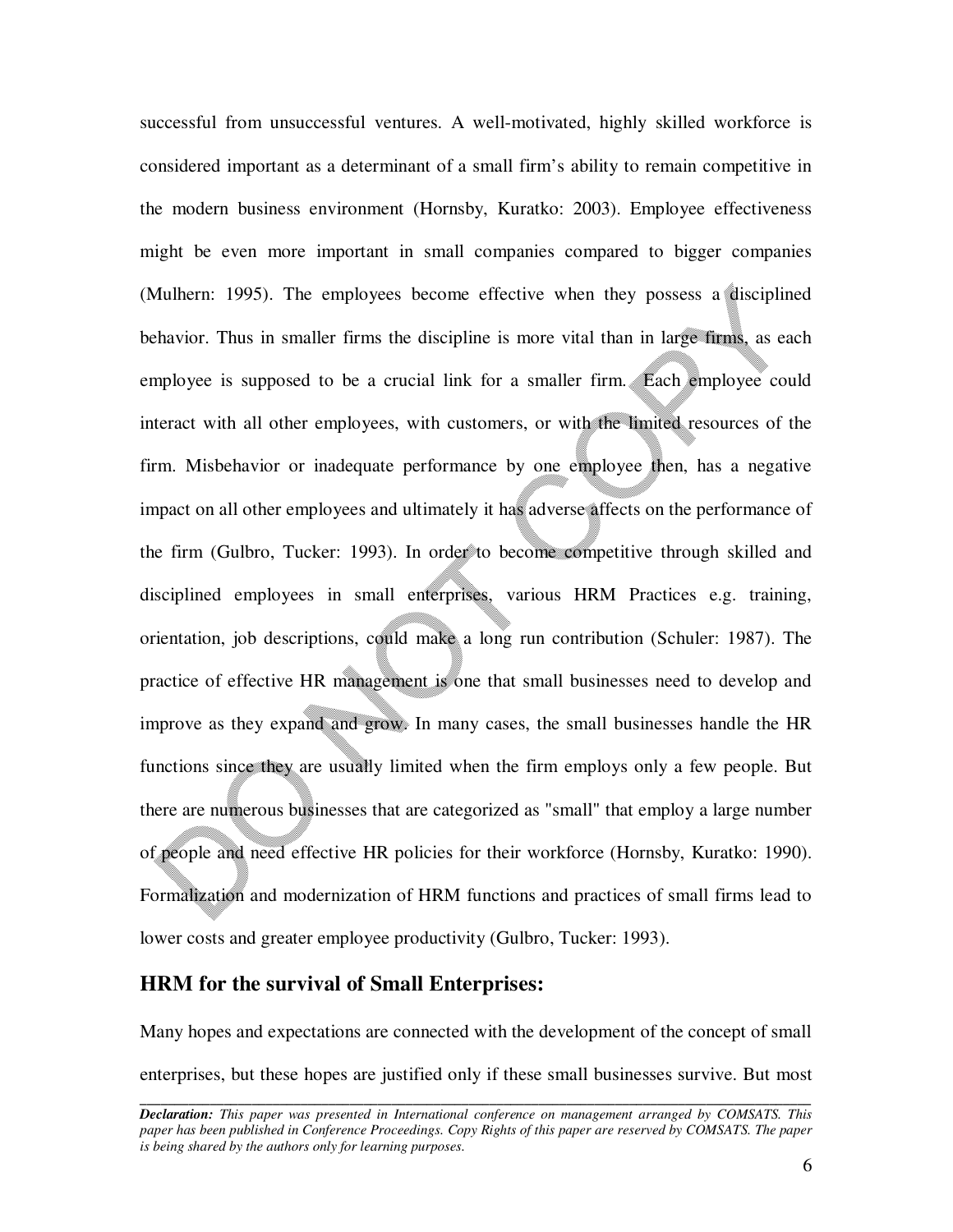successful from unsuccessful ventures. A well-motivated, highly skilled workforce is considered important as a determinant of a small firm's ability to remain competitive in the modern business environment (Hornsby, Kuratko: 2003). Employee effectiveness might be even more important in small companies compared to bigger companies (Mulhern: 1995). The employees become effective when they possess a disciplined behavior. Thus in smaller firms the discipline is more vital than in large firms, as each employee is supposed to be a crucial link for a smaller firm. Each employee could interact with all other employees, with customers, or with the limited resources of the firm. Misbehavior or inadequate performance by one employee then, has a negative impact on all other employees and ultimately it has adverse affects on the performance of the firm (Gulbro, Tucker: 1993). In order to become competitive through skilled and disciplined employees in small enterprises, various HRM Practices e.g. training, orientation, job descriptions, could make a long run contribution (Schuler: 1987). The practice of effective HR management is one that small businesses need to develop and improve as they expand and grow. In many cases, the small businesses handle the HR functions since they are usually limited when the firm employs only a few people. But there are numerous businesses that are categorized as "small" that employ a large number of people and need effective HR policies for their workforce (Hornsby, Kuratko: 1990). Formalization and modernization of HRM functions and practices of small firms lead to lower costs and greater employee productivity (Gulbro, Tucker: 1993).

## HRM for the survival of Small Enterprises:

Many hopes and expectations are connected with the development of the concept of small enterprises, but these hopes are justified only if these small businesses survive. But most

*Declaration: This paper was presented in International conference on management arranged by COMSATS. This paper has been published in Conference Proceedings. Copy Rights of this paper are reserved by COMSATS. The paper is being shared by the authors only for learning purposes.*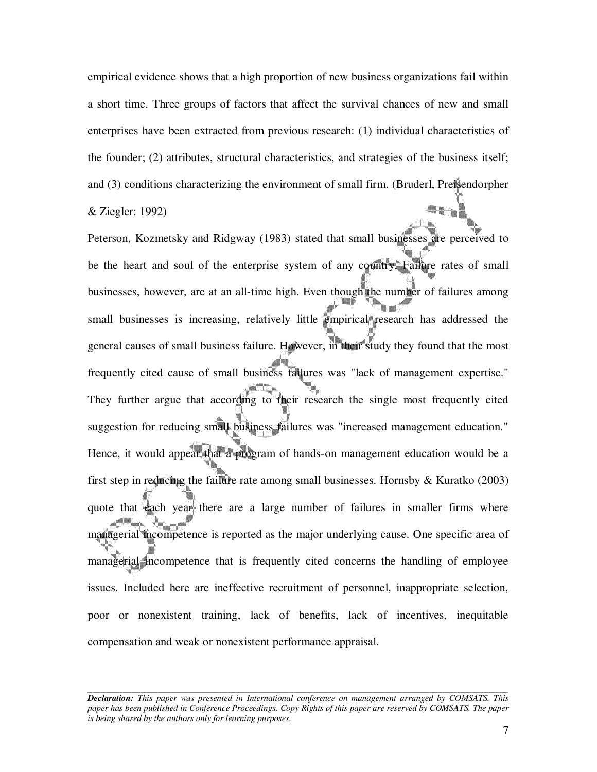empirical evidence shows that a high proportion of new business organizations fail within a short time. Three groups of factors that affect the survival chances of new and small enterprises have been extracted from previous research: (1) individual characteristics of the founder; (2) attributes, structural characteristics, and strategies of the business itself; and (3) conditions characterizing the environment of small firm. (Bruderl, Preisendorpher & Ziegler: 1992)

Peterson, Kozmetsky and Ridgway (1983) stated that small businesses are perceived to be the heart and soul of the enterprise system of any country. Failure rates of small businesses, however, are at an all-time high. Even though the number of failures among small businesses is increasing, relatively little empirical research has addressed the general causes of small business failure. However, in their study they found that the most frequently cited cause of small business failures was "lack of management expertise." They further argue that according to their research the single most frequently cited suggestion for reducing small business failures was "increased management education." Hence, it would appear that a program of hands-on management education would be a first step in reducing the failure rate among small businesses. Hornsby & Kuratko (2003) quote that each year there are a large number of failures in smaller firms where managerial incompetence is reported as the major underlying cause. One specific area of managerial incompetence that is frequently cited concerns the handling of employee issues. Included here are ineffective recruitment of personnel, inappropriate selection, poor or nonexistent training, lack of benefits, lack of incentives, inequitable compensation and weak or nonexistent performance appraisal.

***Declaration:*** *This paper was presented in International conference on management arranged by COMSATS. This paper has been published in Conference Proceedings. Copy Rights of this paper are reserved by COMSATS. The paper is being shared by the authors only for learning purposes.*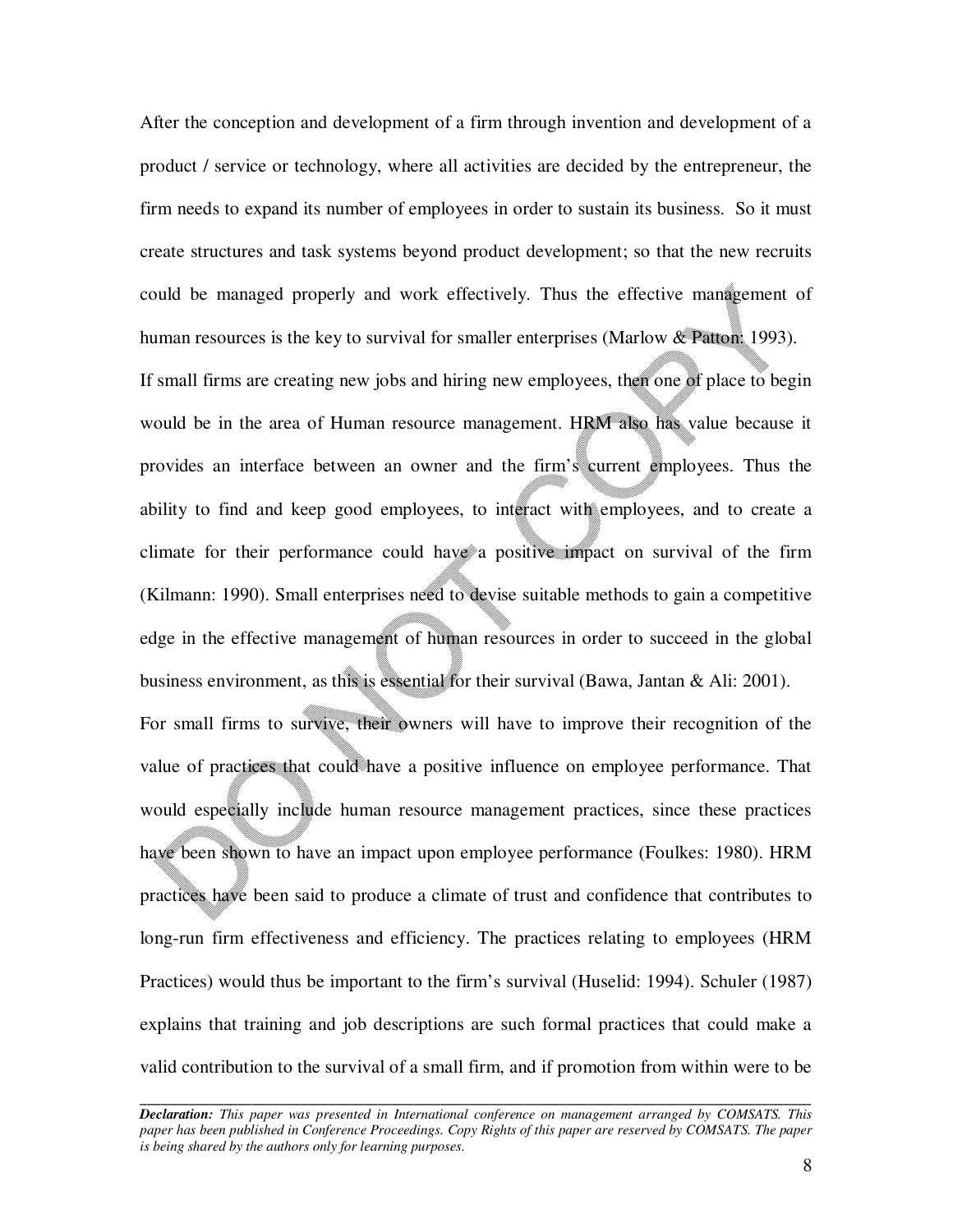After the conception and development of a firm through invention and development of a product / service or technology, where all activities are decided by the entrepreneur, the firm needs to expand its number of employees in order to sustain its business. So it must create structures and task systems beyond product development; so that the new recruits could be managed properly and work effectively. Thus the effective management of human resources is the key to survival for smaller enterprises (Marlow & Patton: 1993). If small firms are creating new jobs and hiring new employees, then one of place to begin would be in the area of Human resource management. HRM also has value because it provides an interface between an owner and the firm's current employees. Thus the ability to find and keep good employees, to interact with employees, and to create a climate for their performance could have a positive impact on survival of the firm (Kilmann: 1990). Small enterprises need to devise suitable methods to gain a competitive edge in the effective management of human resources in order to succeed in the global business environment, as this is essential for their survival (Bawa, Jantan & Ali: 2001). For small firms to survive, their owners will have to improve their recognition of the value of practices that could have a positive influence on employee performance. That would especially include human resource management practices, since these practices have been shown to have an impact upon employee performance (Foulkes: 1980). HRM practices have been said to produce a climate of trust and confidence that contributes to long-run firm effectiveness and efficiency. The practices relating to employees (HRM Practices) would thus be important to the firm's survival (Huselid: 1994). Schuler (1987) explains that training and job descriptions are such formal practices that could make a valid contribution to the survival of a small firm, and if promotion from within were to be

***Declaration:*** *This paper was presented in International conference on management arranged by COMSATS. This paper has been published in Conference Proceedings. Copy Rights of this paper are reserved by COMSATS. The paper is being shared by the authors only for learning purposes.*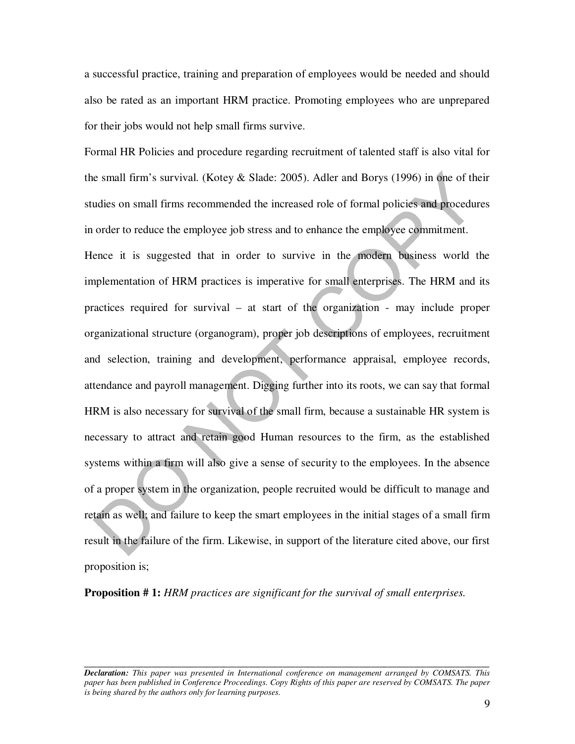a successful practice, training and preparation of employees would be needed and should also be rated as an important HRM practice. Promoting employees who are unprepared for their jobs would not help small firms survive.

Formal HR Policies and procedure regarding recruitment of talented staff is also vital for the small firm's survival. (Kotey & Slade: 2005). Adler and Borys (1996) in one of their studies on small firms recommended the increased role of formal policies and procedures in order to reduce the employee job stress and to enhance the employee commitment.

Hence it is suggested that in order to survive in the modern business world the implementation of HRM practices is imperative for small enterprises. The HRM and its practices required for survival – at start of the organization - may include proper organizational structure (organogram), proper job descriptions of employees, recruitment and selection, training and development, performance appraisal, employee records, attendance and payroll management. Digging further into its roots, we can say that formal HRM is also necessary for survival of the small firm, because a sustainable HR system is necessary to attract and retain good Human resources to the firm, as the established systems within a firm will also give a sense of security to the employees. In the absence of a proper system in the organization, people recruited would be difficult to manage and retain as well; and failure to keep the smart employees in the initial stages of a small firm result in the failure of the firm. Likewise, in support of the literature cited above, our first proposition is;

**Proposition # 1:** *HRM practices are significant for the survival of small enterprises.*

---

***Declaration:*** *This paper was presented in International conference on management arranged by COMSATS. This paper has been published in Conference Proceedings. Copy Rights of this paper are reserved by COMSATS. The paper is being shared by the authors only for learning purposes.*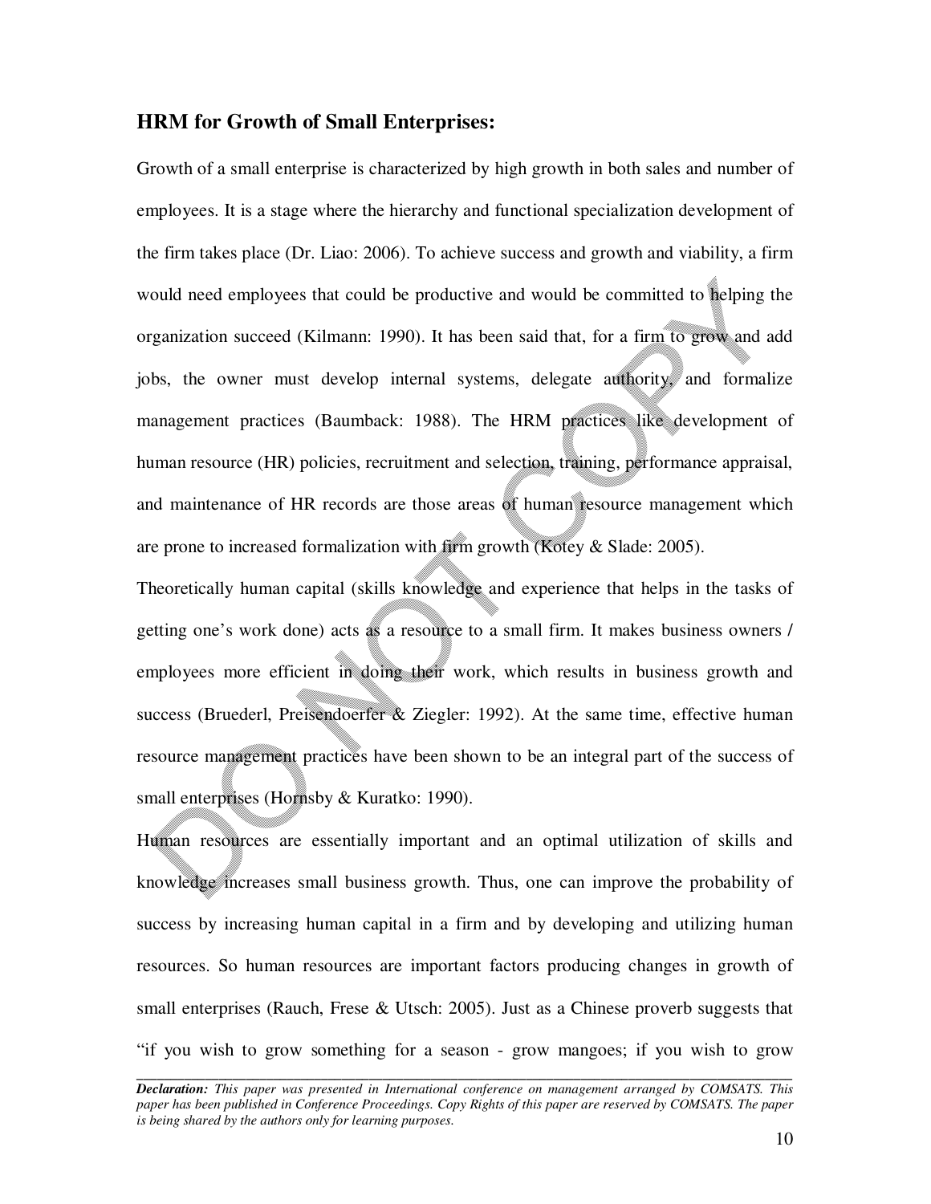## HRM for Growth of Small Enterprises:

Growth of a small enterprise is characterized by high growth in both sales and number of employees. It is a stage where the hierarchy and functional specialization development of the firm takes place (Dr. Liao: 2006). To achieve success and growth and viability, a firm would need employees that could be productive and would be committed to helping the organization succeed (Kilmann: 1990). It has been said that, for a firm to grow and add jobs, the owner must develop internal systems, delegate authority, and formalize management practices (Baumback: 1988). The HRM practices like development of human resource (HR) policies, recruitment and selection, training, performance appraisal, and maintenance of HR records are those areas of human resource management which are prone to increased formalization with firm growth (Kotey & Slade: 2005).

Theoretically human capital (skills knowledge and experience that helps in the tasks of getting one's work done) acts as a resource to a small firm. It makes business owners / employees more efficient in doing their work, which results in business growth and success (Bruederl, Preisendoerfer & Ziegler: 1992). At the same time, effective human resource management practices have been shown to be an integral part of the success of small enterprises (Hornsby & Kuratko: 1990).

Human resources are essentially important and an optimal utilization of skills and knowledge increases small business growth. Thus, one can improve the probability of success by increasing human capital in a firm and by developing and utilizing human resources. So human resources are important factors producing changes in growth of small enterprises (Rauch, Frese & Utsch: 2005). Just as a Chinese proverb suggests that "if you wish to grow something for a season - grow mangoes; if you wish to grow

*Declaration: This paper was presented in International conference on management arranged by COMSATS. This paper has been published in Conference Proceedings. Copy Rights of this paper are reserved by COMSATS. The paper is being shared by the authors only for learning purposes.*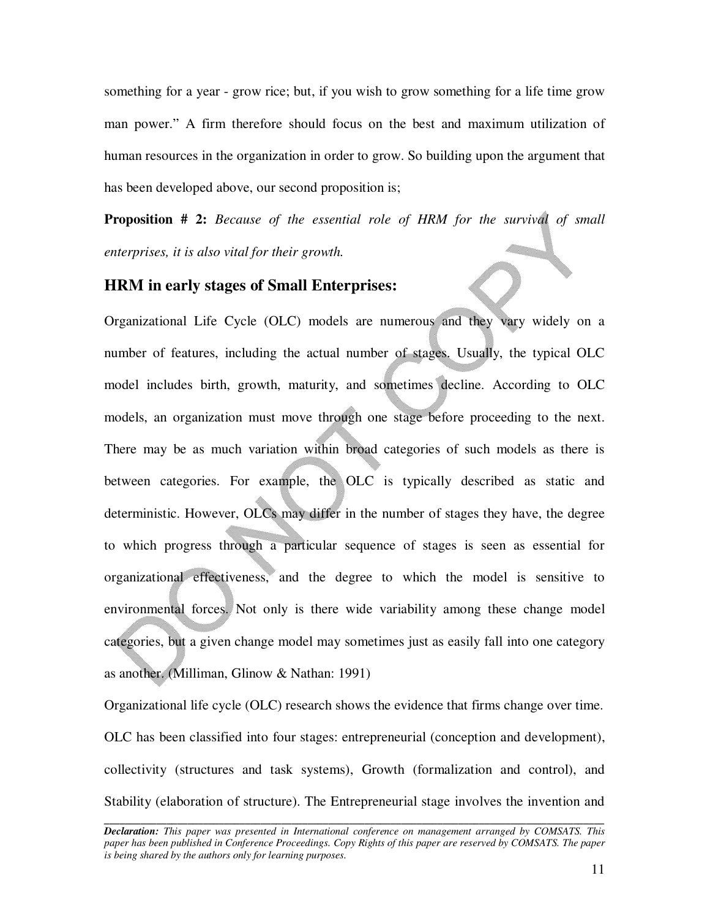something for a year - grow rice; but, if you wish to grow something for a life time grow man power." A firm therefore should focus on the best and maximum utilization of human resources in the organization in order to grow. So building upon the argument that has been developed above, our second proposition is;

**Proposition # 2:** *Because of the essential role of HRM for the survival of small enterprises, it is also vital for their growth.*

## HRM in early stages of Small Enterprises:

Organizational Life Cycle (OLC) models are numerous and they vary widely on a number of features, including the actual number of stages. Usually, the typical OLC model includes birth, growth, maturity, and sometimes decline. According to OLC models, an organization must move through one stage before proceeding to the next. There may be as much variation within broad categories of such models as there is between categories. For example, the OLC is typically described as static and deterministic. However, OLCs may differ in the number of stages they have, the degree to which progress through a particular sequence of stages is seen as essential for organizational effectiveness, and the degree to which the model is sensitive to environmental forces. Not only is there wide variability among these change model categories, but a given change model may sometimes just as easily fall into one category as another. (Milliman, Glinow & Nathan: 1991)

Organizational life cycle (OLC) research shows the evidence that firms change over time. OLC has been classified into four stages: entrepreneurial (conception and development), collectivity (structures and task systems), Growth (formalization and control), and Stability (elaboration of structure). The Entrepreneurial stage involves the invention and

*Declaration: This paper was presented in International conference on management arranged by COMSATS. This paper has been published in Conference Proceedings. Copy Rights of this paper are reserved by COMSATS. The paper is being shared by the authors only for learning purposes.*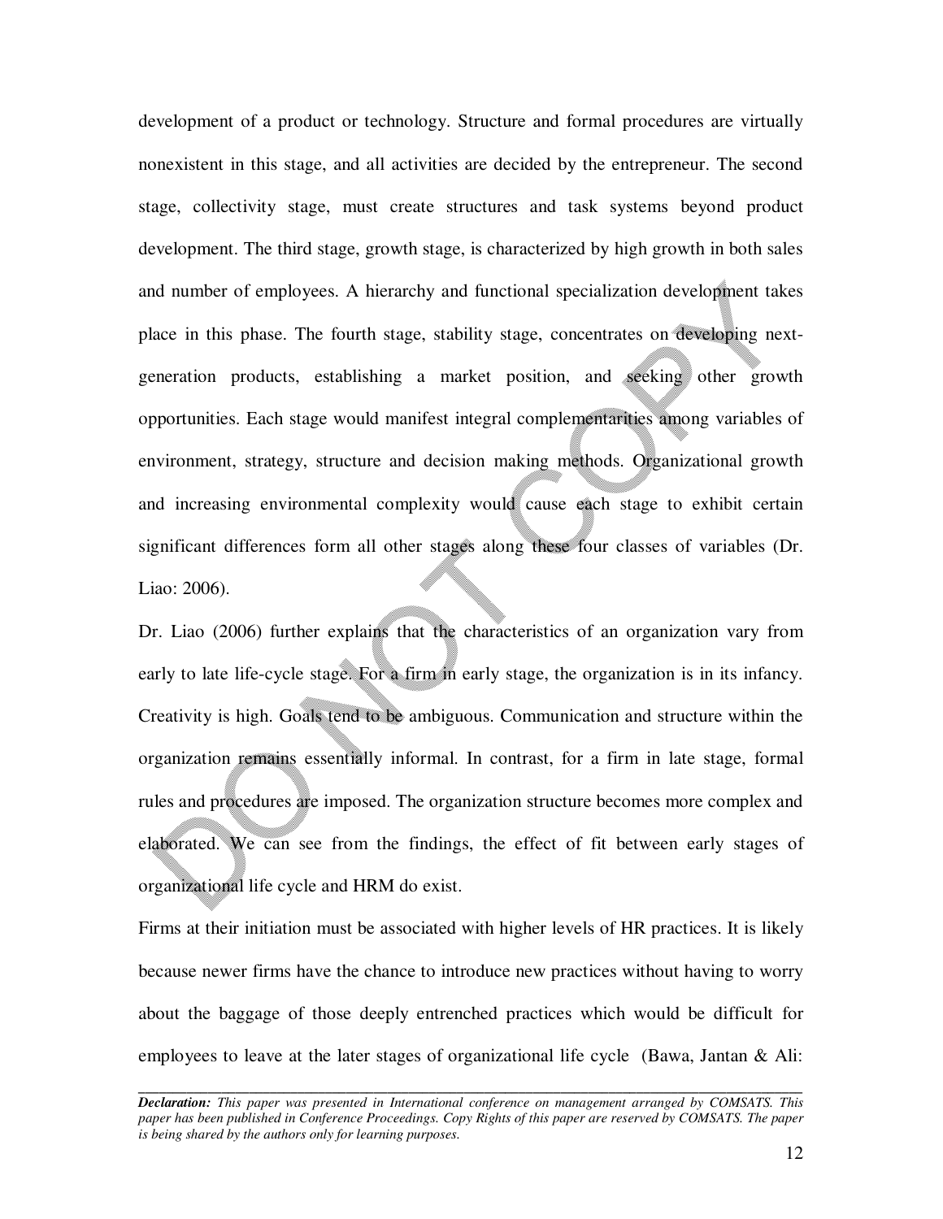development of a product or technology. Structure and formal procedures are virtually nonexistent in this stage, and all activities are decided by the entrepreneur. The second stage, collectivity stage, must create structures and task systems beyond product development. The third stage, growth stage, is characterized by high growth in both sales and number of employees. A hierarchy and functional specialization development takes place in this phase. The fourth stage, stability stage, concentrates on developing next-generation products, establishing a market position, and seeking other growth opportunities. Each stage would manifest integral complementarities among variables of environment, strategy, structure and decision making methods. Organizational growth and increasing environmental complexity would cause each stage to exhibit certain significant differences form all other stages along these four classes of variables (Dr. Liao: 2006).

Dr. Liao (2006) further explains that the characteristics of an organization vary from early to late life-cycle stage. For a firm in early stage, the organization is in its infancy. Creativity is high. Goals tend to be ambiguous. Communication and structure within the organization remains essentially informal. In contrast, for a firm in late stage, formal rules and procedures are imposed. The organization structure becomes more complex and elaborated. We can see from the findings, the effect of fit between early stages of organizational life cycle and HRM do exist.

Firms at their initiation must be associated with higher levels of HR practices. It is likely because newer firms have the chance to introduce new practices without having to worry about the baggage of those deeply entrenched practices which would be difficult for employees to leave at the later stages of organizational life cycle (Bawa, Jantan & Ali:

---

***Declaration:*** *This paper was presented in International conference on management arranged by COMSATS. This paper has been published in Conference Proceedings. Copy Rights of this paper are reserved by COMSATS. The paper is being shared by the authors only for learning purposes.*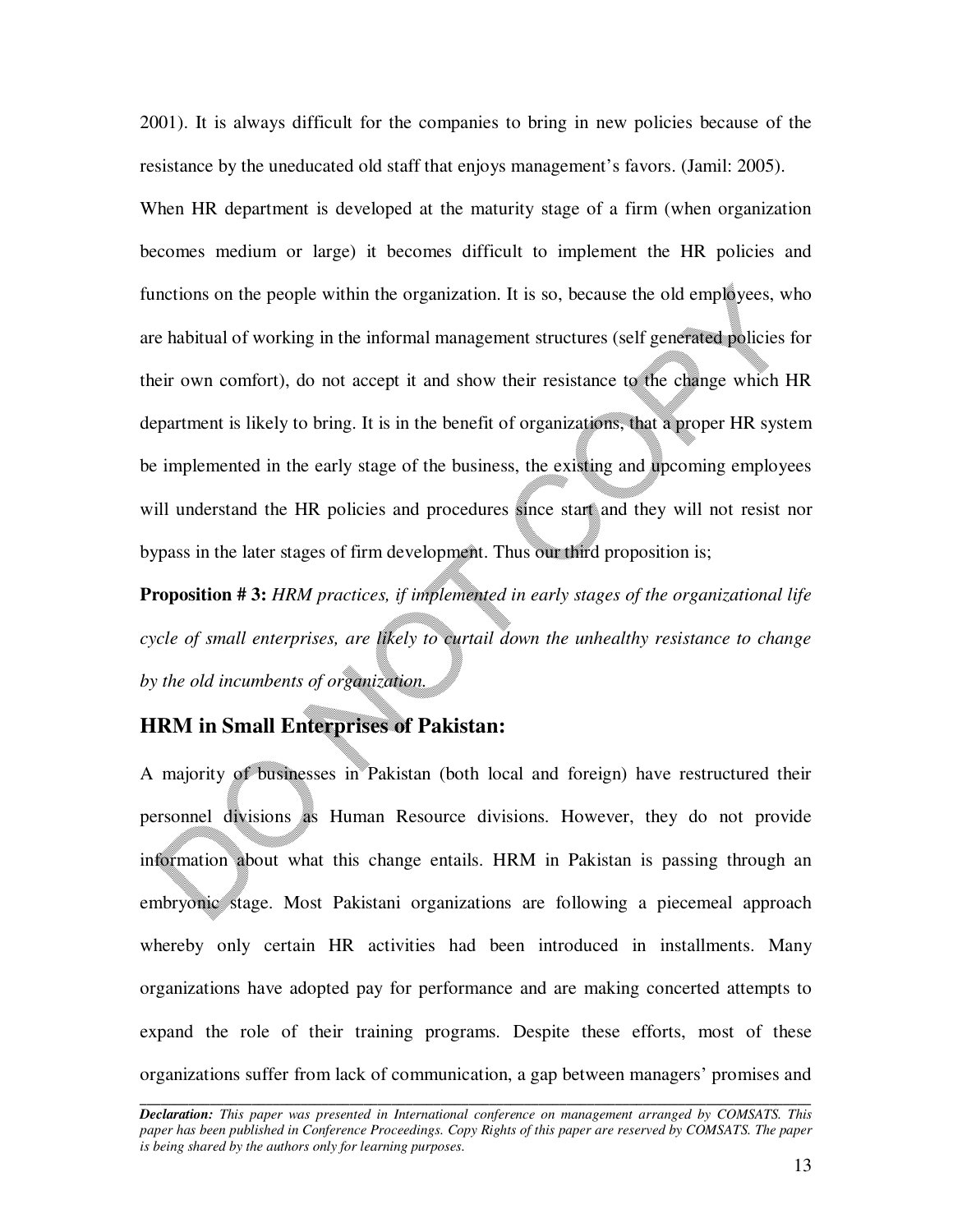2001). It is always difficult for the companies to bring in new policies because of the resistance by the uneducated old staff that enjoys management's favors. (Jamil: 2005).

When HR department is developed at the maturity stage of a firm (when organization becomes medium or large) it becomes difficult to implement the HR policies and functions on the people within the organization. It is so, because the old employees, who are habitual of working in the informal management structures (self generated policies for their own comfort), do not accept it and show their resistance to the change which HR department is likely to bring. It is in the benefit of organizations, that a proper HR system be implemented in the early stage of the business, the existing and upcoming employees will understand the HR policies and procedures since start and they will not resist nor bypass in the later stages of firm development. Thus our third proposition is;

**Proposition # 3:** *HRM practices, if implemented in early stages of the organizational life cycle of small enterprises, are likely to curtail down the unhealthy resistance to change by the old incumbents of organization.*

## HRM in Small Enterprises of Pakistan:

A majority of businesses in Pakistan (both local and foreign) have restructured their personnel divisions as Human Resource divisions. However, they do not provide information about what this change entails. HRM in Pakistan is passing through an embryonic stage. Most Pakistani organizations are following a piecemeal approach whereby only certain HR activities had been introduced in installments. Many organizations have adopted pay for performance and are making concerted attempts to expand the role of their training programs. Despite these efforts, most of these organizations suffer from lack of communication, a gap between managers' promises and

*Declaration: This paper was presented in International conference on management arranged by COMSATS. This paper has been published in Conference Proceedings. Copy Rights of this paper are reserved by COMSATS. The paper is being shared by the authors only for learning purposes.*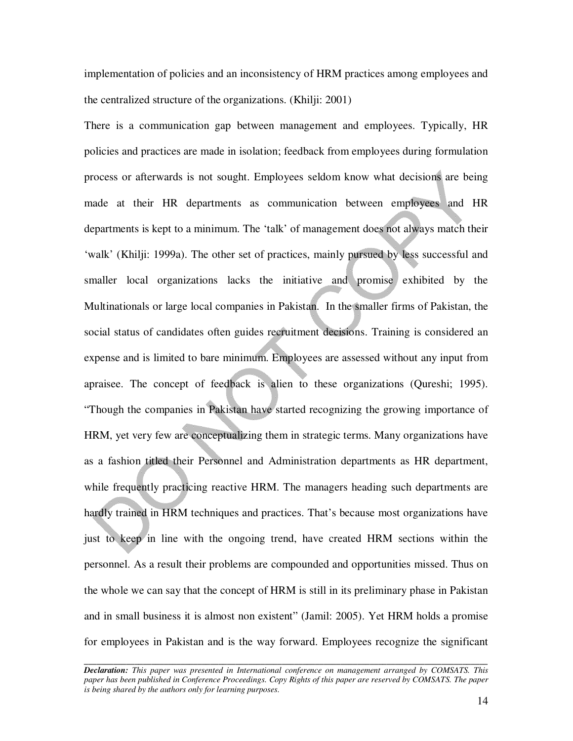implementation of policies and an inconsistency of HRM practices among employees and the centralized structure of the organizations. (Khilji: 2001)

There is a communication gap between management and employees. Typically, HR policies and practices are made in isolation; feedback from employees during formulation process or afterwards is not sought. Employees seldom know what decisions are being made at their HR departments as communication between employees and HR departments is kept to a minimum. The 'talk' of management does not always match their 'walk' (Khilji: 1999a). The other set of practices, mainly pursued by less successful and smaller local organizations lacks the initiative and promise exhibited by the Multinationals or large local companies in Pakistan. In the smaller firms of Pakistan, the social status of candidates often guides recruitment decisions. Training is considered an expense and is limited to bare minimum. Employees are assessed without any input from apraisee. The concept of feedback is alien to these organizations (Qureshi; 1995). "Though the companies in Pakistan have started recognizing the growing importance of HRM, yet very few are conceptualizing them in strategic terms. Many organizations have as a fashion titled their Personnel and Administration departments as HR department, while frequently practicing reactive HRM. The managers heading such departments are hardly trained in HRM techniques and practices. That's because most organizations have just to keep in line with the ongoing trend, have created HRM sections within the personnel. As a result their problems are compounded and opportunities missed. Thus on the whole we can say that the concept of HRM is still in its preliminary phase in Pakistan and in small business it is almost non existent" (Jamil: 2005). Yet HRM holds a promise for employees in Pakistan and is the way forward. Employees recognize the significant

---

***Declaration:*** *This paper was presented in International conference on management arranged by COMSATS. This paper has been published in Conference Proceedings. Copy Rights of this paper are reserved by COMSATS. The paper is being shared by the authors only for learning purposes.*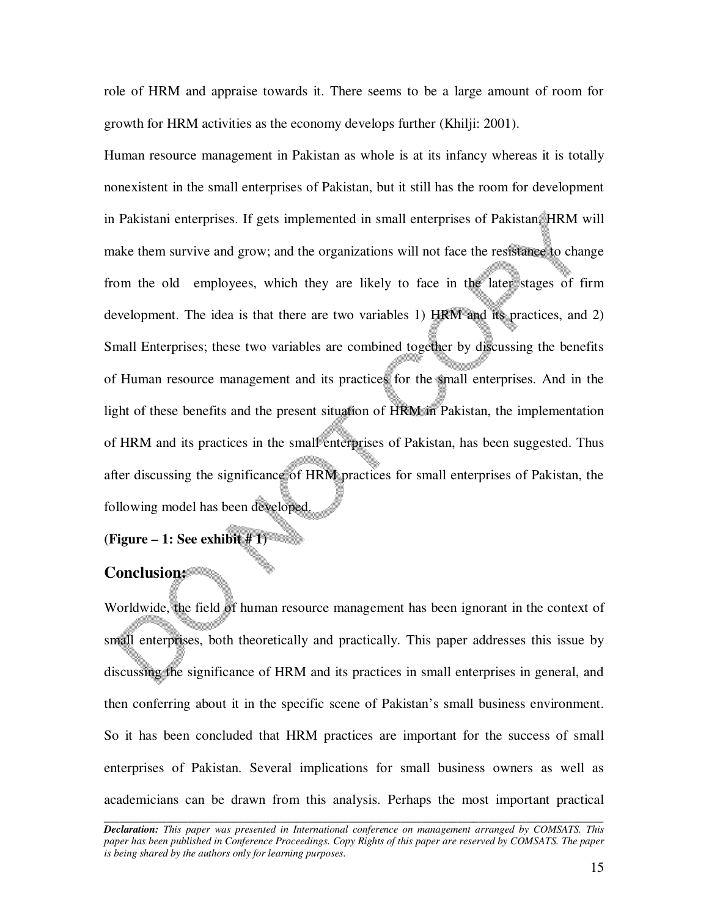role of HRM and appraise towards it. There seems to be a large amount of room for growth for HRM activities as the economy develops further (Khilji: 2001).

Human resource management in Pakistan as whole is at its infancy whereas it is totally nonexistent in the small enterprises of Pakistan, but it still has the room for development in Pakistani enterprises. If gets implemented in small enterprises of Pakistan, HRM will make them survive and grow; and the organizations will not face the resistance to change from the old employees, which they are likely to face in the later stages of firm development. The idea is that there are two variables 1) HRM and its practices, and 2) Small Enterprises; these two variables are combined together by discussing the benefits of Human resource management and its practices for the small enterprises. And in the light of these benefits and the present situation of HRM in Pakistan, the implementation of HRM and its practices in the small enterprises of Pakistan, has been suggested. Thus after discussing the significance of HRM practices for small enterprises of Pakistan, the following model has been developed.

**(Figure – 1: See exhibit # 1)**

## Conclusion:

Worldwide, the field of human resource management has been ignorant in the context of small enterprises, both theoretically and practically. This paper addresses this issue by discussing the significance of HRM and its practices in small enterprises in general, and then conferring about it in the specific scene of Pakistan's small business environment. So it has been concluded that HRM practices are important for the success of small enterprises of Pakistan. Several implications for small business owners as well as academicians can be drawn from this analysis. Perhaps the most important practical

***Declaration:*** *This paper was presented in International conference on management arranged by COMSATS. This paper has been published in Conference Proceedings. Copy Rights of this paper are reserved by COMSATS. The paper is being shared by the authors only for learning purposes.*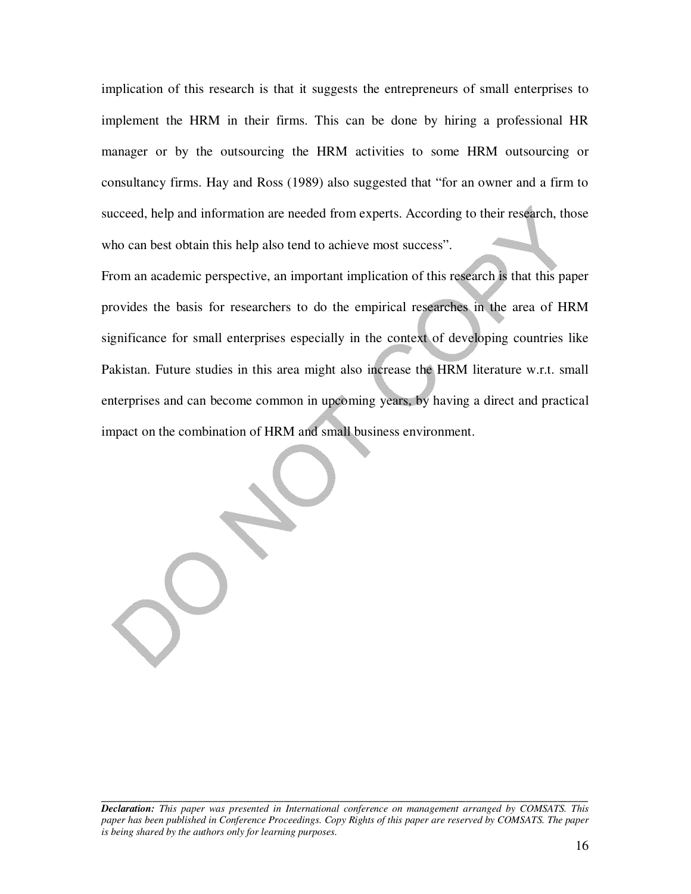implication of this research is that it suggests the entrepreneurs of small enterprises to implement the HRM in their firms. This can be done by hiring a professional HR manager or by the outsourcing the HRM activities to some HRM outsourcing or consultancy firms. Hay and Ross (1989) also suggested that "for an owner and a firm to succeed, help and information are needed from experts. According to their research, those who can best obtain this help also tend to achieve most success".

From an academic perspective, an important implication of this research is that this paper provides the basis for researchers to do the empirical researches in the area of HRM significance for small enterprises especially in the context of developing countries like Pakistan. Future studies in this area might also increase the HRM literature w.r.t. small enterprises and can become common in upcoming years, by having a direct and practical impact on the combination of HRM and small business environment.

***Declaration:*** *This paper was presented in International conference on management arranged by COMSATS. This paper has been published in Conference Proceedings. Copy Rights of this paper are reserved by COMSATS. The paper is being shared by the authors only for learning purposes.*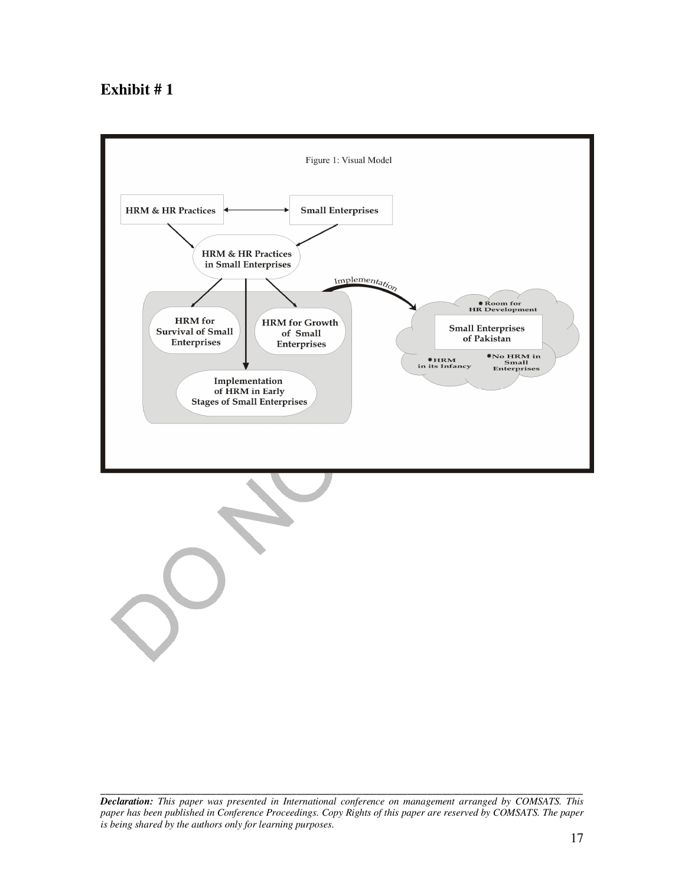## Exhibit # 1

Figure 1: Visual Model

HRM & HR Practices

Small Enterprises

HRM & HR Practices in Small Enterprises

HRM for Survival of Small Enterprises

HRM for Growth of Small Enterprises

Implementation of HRM in Early Stages of Small Enterprises

Implementation

Small Enterprises of Pakistan

- Room for HR Development
- HRM in its Infancy
- No HRM in Small Enterprises

---

***Declaration:*** *This paper was presented in International conference on management arranged by COMSATS. This paper has been published in Conference Proceedings. Copy Rights of this paper are reserved by COMSATS. The paper is being shared by the authors only for learning purposes.*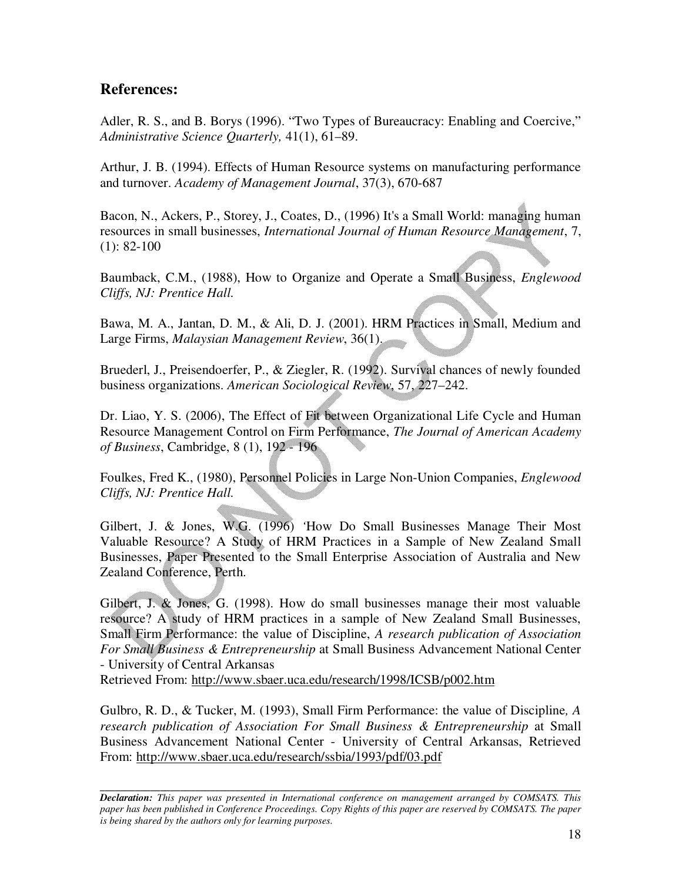## References:

Adler, R. S., and B. Borys (1996). "Two Types of Bureaucracy: Enabling and Coercive," *Administrative Science Quarterly,* 41(1), 61–89.

Arthur, J. B. (1994). Effects of Human Resource systems on manufacturing performance and turnover. *Academy of Management Journal*, 37(3), 670-687

Bacon, N., Ackers, P., Storey, J., Coates, D., (1996) It's a Small World: managing human resources in small businesses, *International Journal of Human Resource Management*, 7, (1): 82-100

Baumback, C.M., (1988), How to Organize and Operate a Small Business, *Englewood Cliffs, NJ: Prentice Hall.*

Bawa, M. A., Jantan, D. M., & Ali, D. J. (2001). HRM Practices in Small, Medium and Large Firms, *Malaysian Management Review*, 36(1).

Bruederl, J., Preisendoerfer, P., & Ziegler, R. (1992). Survival chances of newly founded business organizations. *American Sociological Review*, 57, 227–242.

Dr. Liao, Y. S. (2006), The Effect of Fit between Organizational Life Cycle and Human Resource Management Control on Firm Performance, *The Journal of American Academy of Business*, Cambridge, 8 (1), 192 - 196

Foulkes, Fred K., (1980), Personnel Policies in Large Non-Union Companies, *Englewood Cliffs, NJ: Prentice Hall.*

Gilbert, J. & Jones, W.G. (1996) 'How Do Small Businesses Manage Their Most Valuable Resource? A Study of HRM Practices in a Sample of New Zealand Small Businesses, Paper Presented to the Small Enterprise Association of Australia and New Zealand Conference, Perth.

Gilbert, J. & Jones, G. (1998). How do small businesses manage their most valuable resource? A study of HRM practices in a sample of New Zealand Small Businesses, Small Firm Performance: the value of Discipline, *A research publication of Association For Small Business & Entrepreneurship* at Small Business Advancement National Center - University of Central Arkansas
Retrieved From: http://www.sbaer.uca.edu/research/1998/ICSB/p002.htm

Gulbro, R. D., & Tucker, M. (1993), Small Firm Performance: the value of Discipline*, A research publication of Association For Small Business & Entrepreneurship* at Small Business Advancement National Center - University of Central Arkansas, Retrieved From: http://www.sbaer.uca.edu/research/ssbia/1993/pdf/03.pdf

***Declaration:*** *This paper was presented in International conference on management arranged by COMSATS. This paper has been published in Conference Proceedings. Copy Rights of this paper are reserved by COMSATS. The paper is being shared by the authors only for learning purposes.*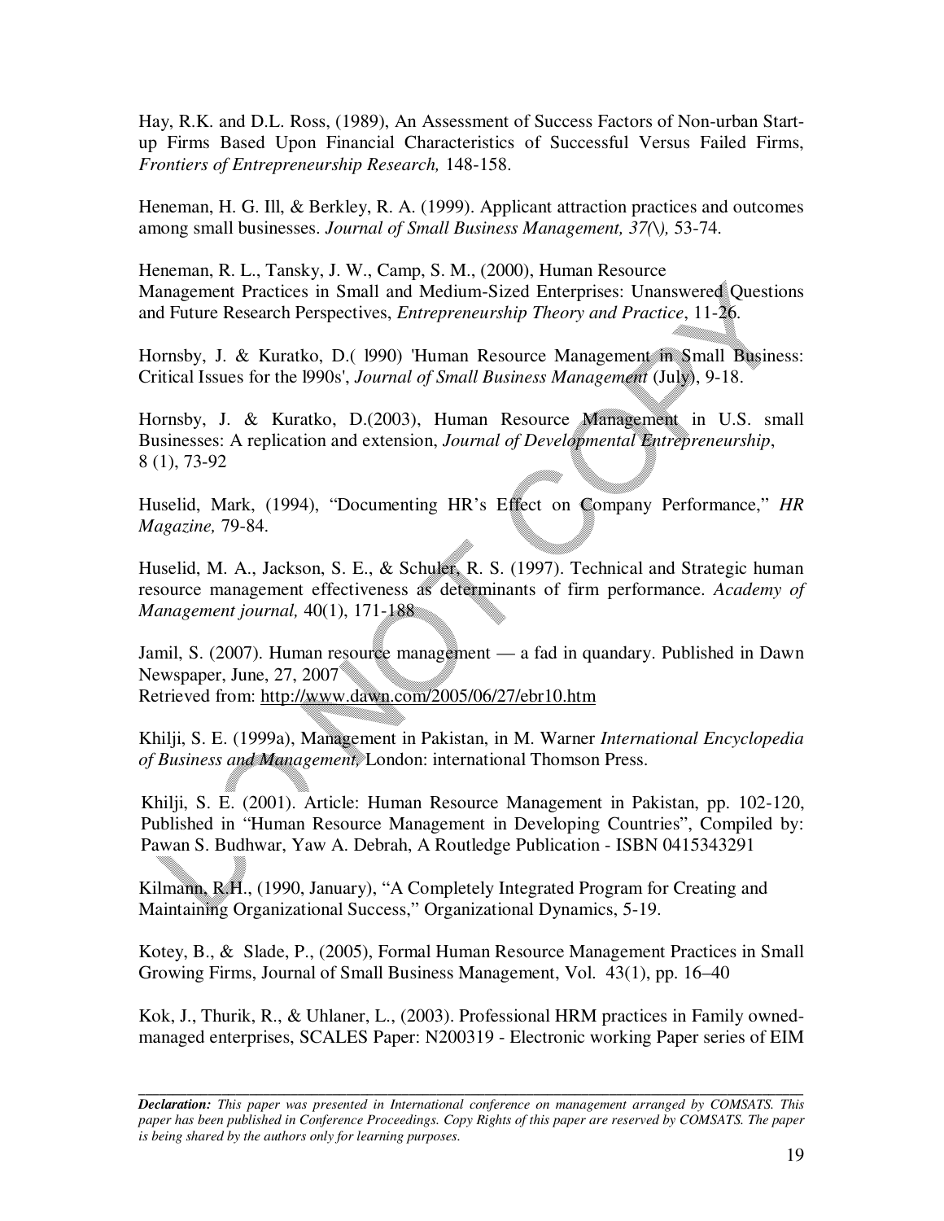Hay, R.K. and D.L. Ross, (1989), An Assessment of Success Factors of Non-urban Start-up Firms Based Upon Financial Characteristics of Successful Versus Failed Firms, *Frontiers of Entrepreneurship Research,* 148-158.

Heneman, H. G. Ill, & Berkley, R. A. (1999). Applicant attraction practices and outcomes among small businesses. *Journal of Small Business Management, 37(\),* 53-74.

Heneman, R. L., Tansky, J. W., Camp, S. M., (2000), Human Resource Management Practices in Small and Medium-Sized Enterprises: Unanswered Questions and Future Research Perspectives, *Entrepreneurship Theory and Practice*, 11-26.

Hornsby, J. & Kuratko, D.( l990) 'Human Resource Management in Small Business: Critical Issues for the l990s', *Journal of Small Business Management* (July), 9-18.

Hornsby, J. & Kuratko, D.(2003), Human Resource Management in U.S. small Businesses: A replication and extension, *Journal of Developmental Entrepreneurship*, 8 (1), 73-92

Huselid, Mark, (1994), "Documenting HR's Effect on Company Performance," *HR Magazine,* 79-84.

Huselid, M. A., Jackson, S. E., & Schuler, R. S. (1997). Technical and Strategic human resource management effectiveness as determinants of firm performance. *Academy of Management journal,* 40(1), 171-188

Jamil, S. (2007). Human resource management — a fad in quandary. Published in Dawn Newspaper, June, 27, 2007
Retrieved from: http://www.dawn.com/2005/06/27/ebr10.htm

Khilji, S. E. (1999a), Management in Pakistan, in M. Warner *International Encyclopedia of Business and Management,* London: international Thomson Press.

Khilji, S. E. (2001). Article: Human Resource Management in Pakistan, pp. 102-120, Published in "Human Resource Management in Developing Countries", Compiled by: Pawan S. Budhwar, Yaw A. Debrah, A Routledge Publication - ISBN 0415343291

Kilmann, R.H., (1990, January), "A Completely Integrated Program for Creating and Maintaining Organizational Success," Organizational Dynamics, 5-19.

Kotey, B., & Slade, P., (2005), Formal Human Resource Management Practices in Small Growing Firms, Journal of Small Business Management, Vol. 43(1), pp. 16–40

Kok, J., Thurik, R., & Uhlaner, L., (2003). Professional HRM practices in Family owned-managed enterprises, SCALES Paper: N200319 - Electronic working Paper series of EIM

*Declaration: This paper was presented in International conference on management arranged by COMSATS. This paper has been published in Conference Proceedings. Copy Rights of this paper are reserved by COMSATS. The paper is being shared by the authors only for learning purposes.*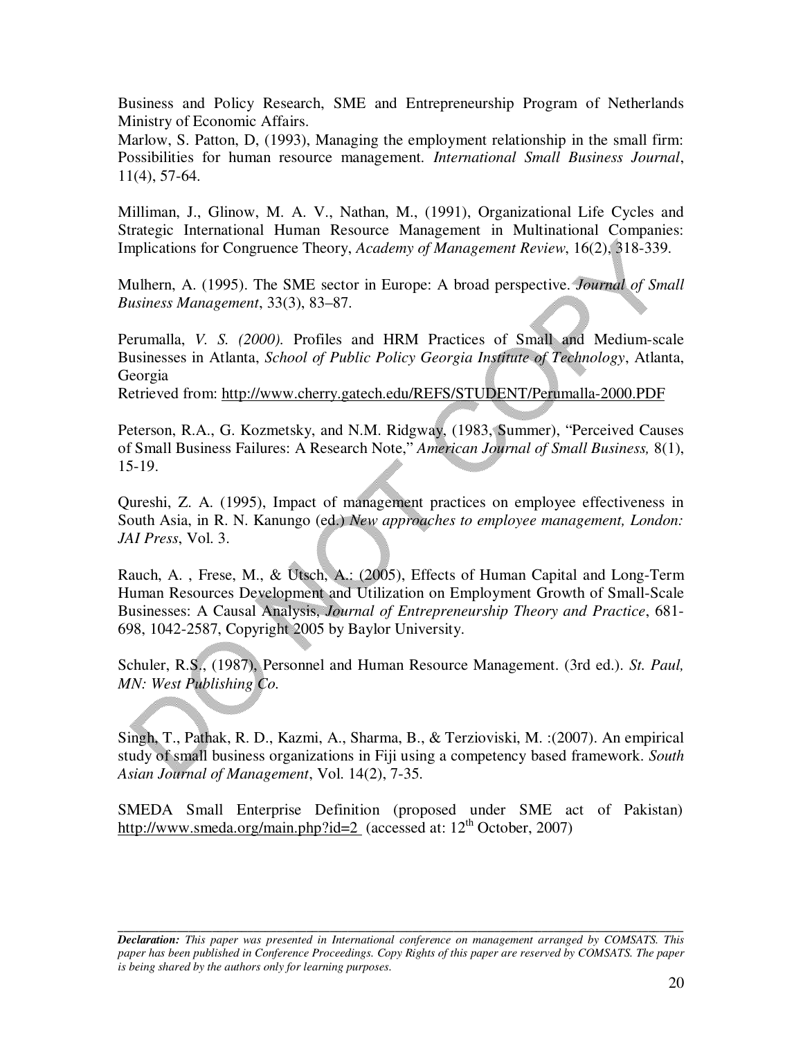Business and Policy Research, SME and Entrepreneurship Program of Netherlands Ministry of Economic Affairs.

Marlow, S. Patton, D, (1993), Managing the employment relationship in the small firm: Possibilities for human resource management. *International Small Business Journal*, 11(4), 57-64.

Milliman, J., Glinow, M. A. V., Nathan, M., (1991), Organizational Life Cycles and Strategic International Human Resource Management in Multinational Companies: Implications for Congruence Theory, *Academy of Management Review*, 16(2), 318-339.

Mulhern, A. (1995). The SME sector in Europe: A broad perspective. *Journal of Small Business Management*, 33(3), 83–87.

Perumalla, *V. S. (2000).* Profiles and HRM Practices of Small and Medium-scale Businesses in Atlanta, *School of Public Policy Georgia Institute of Technology*, Atlanta, Georgia
Retrieved from: http://www.cherry.gatech.edu/REFS/STUDENT/Perumalla-2000.PDF

Peterson, R.A., G. Kozmetsky, and N.M. Ridgway, (1983, Summer), "Perceived Causes of Small Business Failures: A Research Note," *American Journal of Small Business,* 8(1), 15-19.

Qureshi, Z. A. (1995), Impact of management practices on employee effectiveness in South Asia, in R. N. Kanungo (ed.) *New approaches to employee management, London: JAI Press*, Vol. 3.

Rauch, A. , Frese, M., & Utsch, A.: (2005), Effects of Human Capital and Long-Term Human Resources Development and Utilization on Employment Growth of Small-Scale Businesses: A Causal Analysis, *Journal of Entrepreneurship Theory and Practice*, 681-698, 1042-2587, Copyright 2005 by Baylor University.

Schuler, R.S., (1987), Personnel and Human Resource Management. (3rd ed.). *St. Paul, MN: West Publishing Co.*

Singh, T., Pathak, R. D., Kazmi, A., Sharma, B., & Terzioviski, M. :(2007). An empirical study of small business organizations in Fiji using a competency based framework. *South Asian Journal of Management*, Vol. 14(2), 7-35.

SMEDA Small Enterprise Definition (proposed under SME act of Pakistan) http://www.smeda.org/main.php?id=2 (accessed at: 12th October, 2007)

---

***Declaration:*** *This paper was presented in International conference on management arranged by COMSATS. This paper has been published in Conference Proceedings. Copy Rights of this paper are reserved by COMSATS. The paper is being shared by the authors only for learning purposes.*